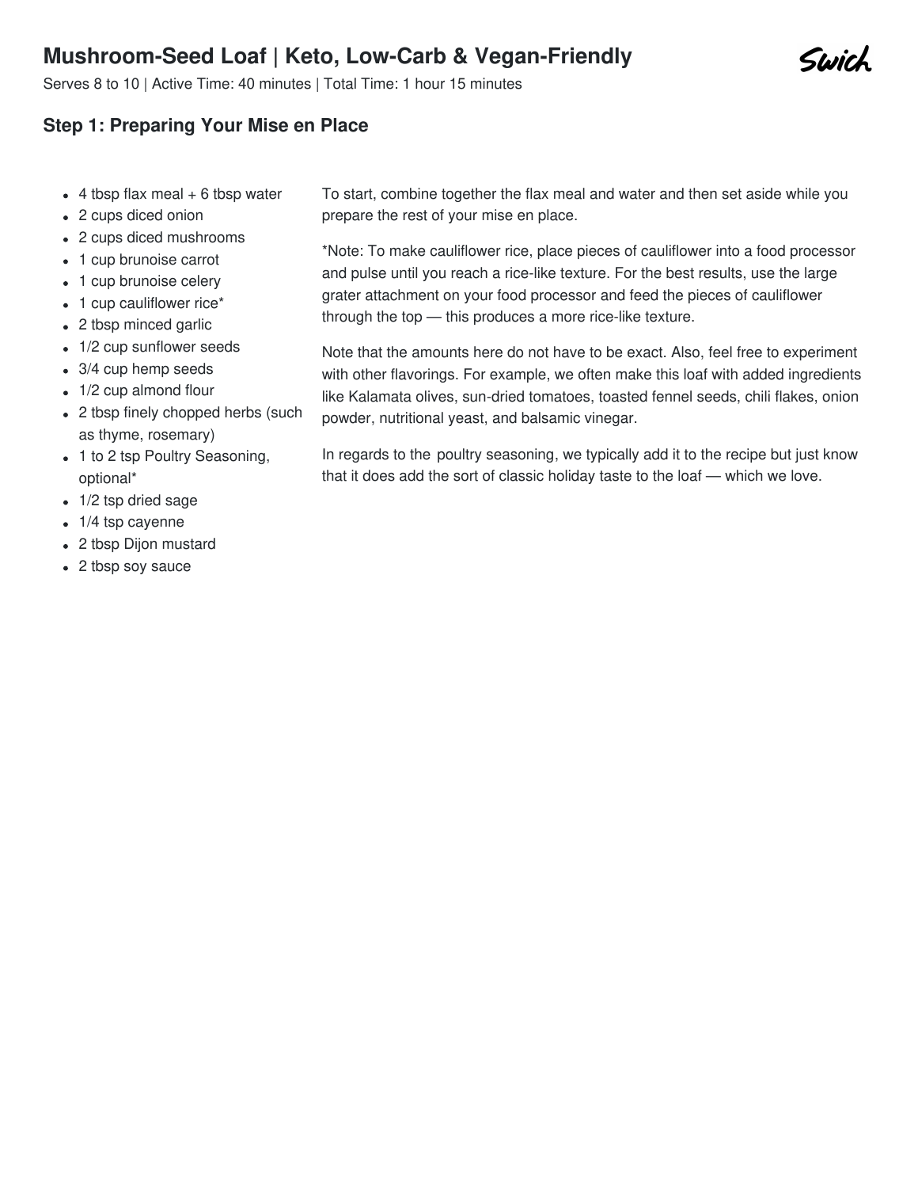# Mushroom-Seed Loaf | Keto, Low-Carb & Vegan-Friendly

Serves 8 to 10 | Active Time: 40 minutes | Total Time: 1 hour 15 minutes

## Step 1: Preparing Your Mise en Place

- 4 tbsp flax meal + 6 tbsp water
- 2 cups diced onion
- 2 cups diced mushrooms
- 1 cup brunoise carrot
- 1 cup brunoise celery
- 1 cup cauliflower rice*
- 2 tbsp minced garlic
- 1/2 cup sunflower seeds
- 3/4 cup hemp seeds
- 1/2 cup almond flour
- 2 tbsp finely chopped herbs (such as thyme, rosemary)
- 1 to 2 tsp Poultry Seasoning, optional*
- 1/2 tsp dried sage
- 1/4 tsp cayenne
- 2 tbsp Dijon mustard
- 2 tbsp soy sauce

To start, combine together the flax meal and water and then set aside while you prepare the rest of your mise en place.

*Note: To make cauliflower rice, place pieces of cauliflower into a food processor and pulse until you reach a rice-like texture. For the best results, use the large grater attachment on your food processor and feed the pieces of cauliflower through the top — this produces a more rice-like texture.

Note that the amounts here do not have to be exact. Also, feel free to experiment with other flavorings. For example, we often make this loaf with added ingredients like Kalamata olives, sun-dried tomatoes, toasted fennel seeds, chili flakes, onion powder, nutritional yeast, and balsamic vinegar.

In regards to the poultry seasoning, we typically add it to the recipe but just know that it does add the sort of classic holiday taste to the loaf — which we love.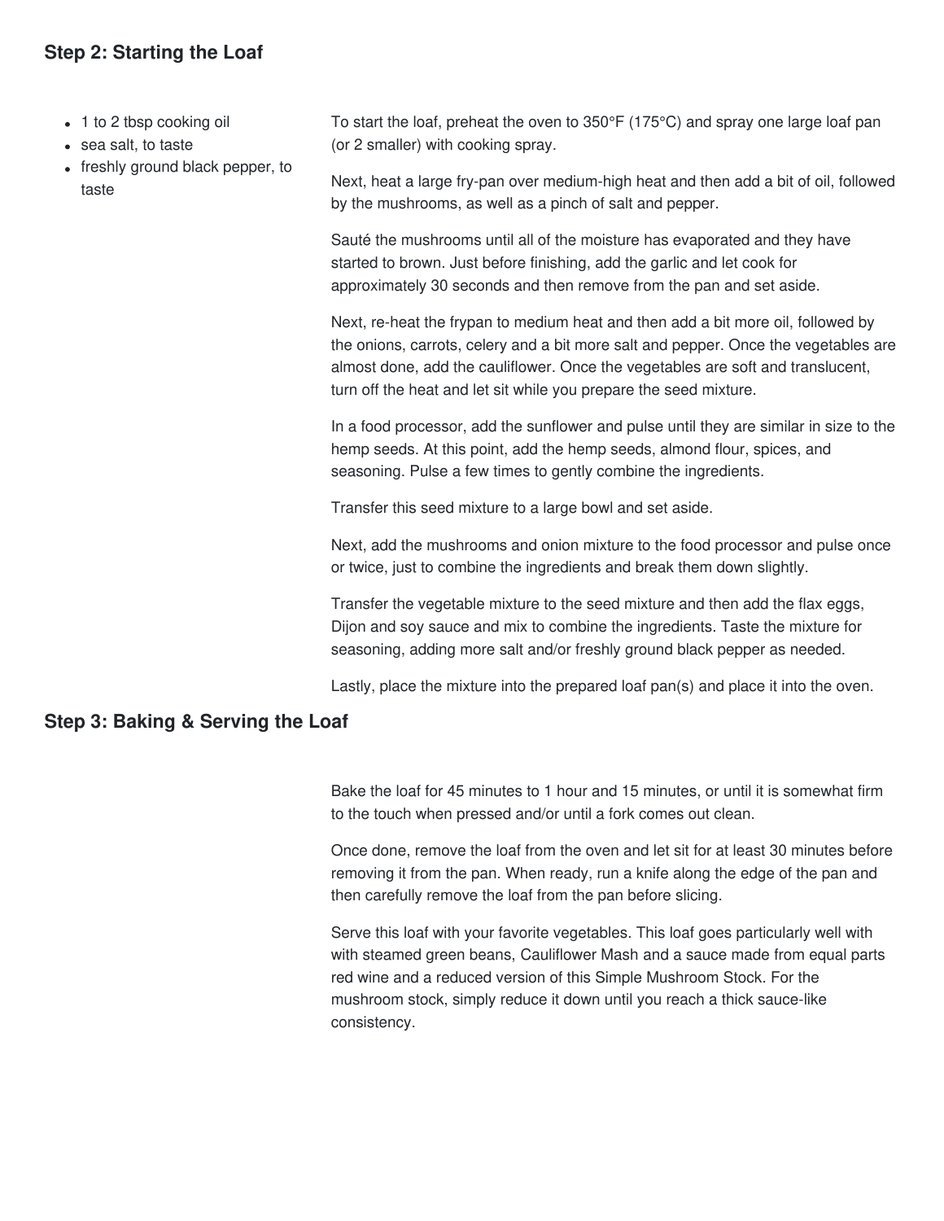## Step 2: Starting the Loaf

- 1 to 2 tbsp cooking oil
- sea salt, to taste
- freshly ground black pepper, to taste

To start the loaf, preheat the oven to 350°F (175°C) and spray one large loaf pan (or 2 smaller) with cooking spray.

Next, heat a large fry-pan over medium-high heat and then add a bit of oil, followed by the mushrooms, as well as a pinch of salt and pepper.

Sauté the mushrooms until all of the moisture has evaporated and they have started to brown. Just before finishing, add the garlic and let cook for approximately 30 seconds and then remove from the pan and set aside.

Next, re-heat the frypan to medium heat and then add a bit more oil, followed by the onions, carrots, celery and a bit more salt and pepper. Once the vegetables are almost done, add the cauliflower. Once the vegetables are soft and translucent, turn off the heat and let sit while you prepare the seed mixture.

In a food processor, add the sunflower and pulse until they are similar in size to the hemp seeds. At this point, add the hemp seeds, almond flour, spices, and seasoning. Pulse a few times to gently combine the ingredients.

Transfer this seed mixture to a large bowl and set aside.

Next, add the mushrooms and onion mixture to the food processor and pulse once or twice, just to combine the ingredients and break them down slightly.

Transfer the vegetable mixture to the seed mixture and then add the flax eggs, Dijon and soy sauce and mix to combine the ingredients. Taste the mixture for seasoning, adding more salt and/or freshly ground black pepper as needed.

Lastly, place the mixture into the prepared loaf pan(s) and place it into the oven.

## Step 3: Baking & Serving the Loaf

Bake the loaf for 45 minutes to 1 hour and 15 minutes, or until it is somewhat firm to the touch when pressed and/or until a fork comes out clean.

Once done, remove the loaf from the oven and let sit for at least 30 minutes before removing it from the pan. When ready, run a knife along the edge of the pan and then carefully remove the loaf from the pan before slicing.

Serve this loaf with your favorite vegetables. This loaf goes particularly well with with steamed green beans, Cauliflower Mash and a sauce made from equal parts red wine and a reduced version of this Simple Mushroom Stock. For the mushroom stock, simply reduce it down until you reach a thick sauce-like consistency.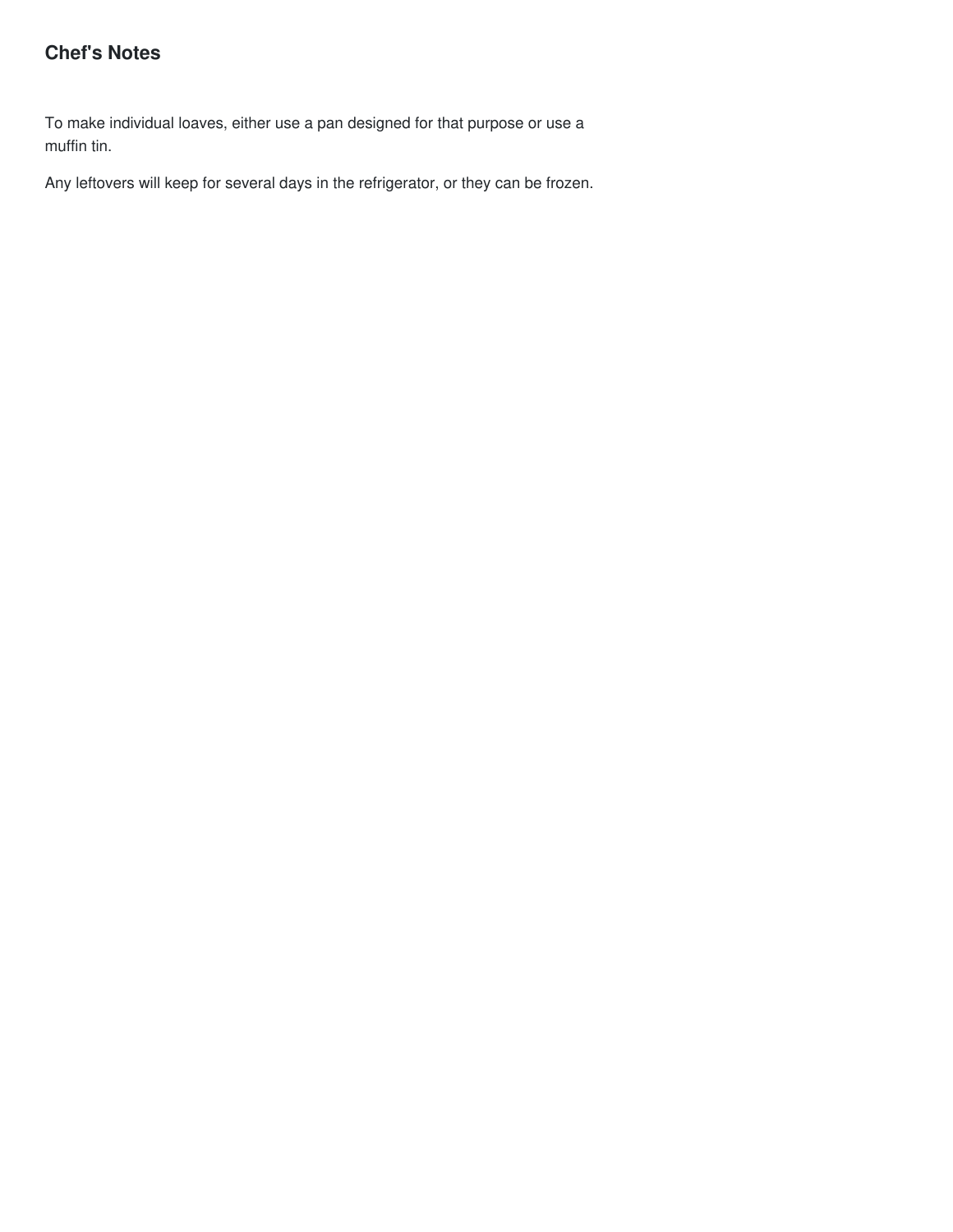## Chef's Notes

To make individual loaves, either use a pan designed for that purpose or use a muffin tin.

Any leftovers will keep for several days in the refrigerator, or they can be frozen.